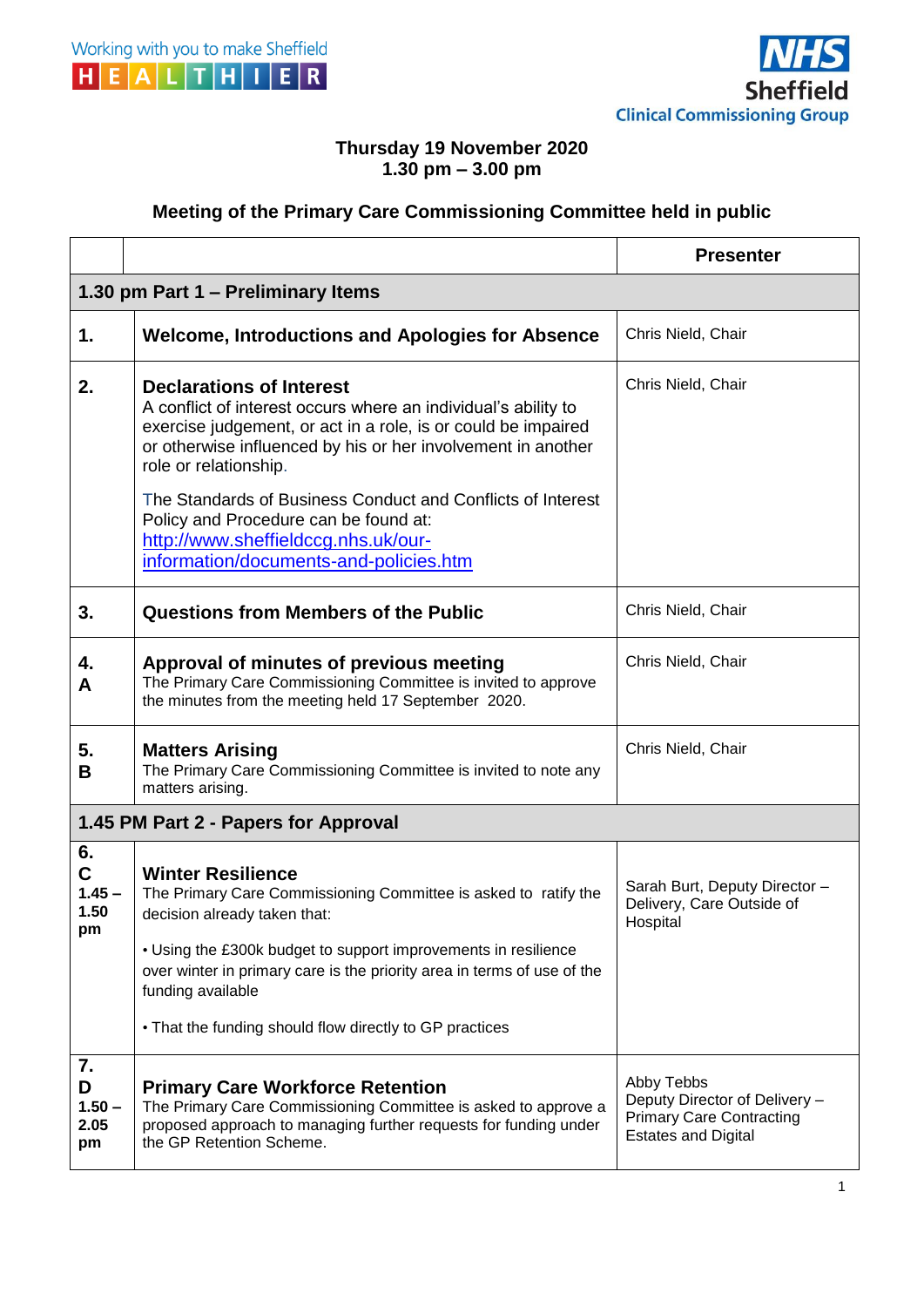Working with you to make Sheffield HEALTHIER

NHS Sheffield Clinical Commissioning Group

**Thursday 19 November 2020**
**1.30 pm – 3.00 pm**

## Meeting of the Primary Care Commissioning Committee held in public

| | | Presenter |
|---|---|---|
| **1.30 pm Part 1 – Preliminary Items** | | |
| **1.** | **Welcome, Introductions and Apologies for Absence** | Chris Nield, Chair |
| **2.** | **Declarations of Interest**<br>A conflict of interest occurs where an individual's ability to exercise judgement, or act in a role, is or could be impaired or otherwise influenced by his or her involvement in another role or relationship.<br><br>The Standards of Business Conduct and Conflicts of Interest Policy and Procedure can be found at: [http://www.sheffieldccg.nhs.uk/our-information/documents-and-policies.htm](http://www.sheffieldccg.nhs.uk/our-information/documents-and-policies.htm) | Chris Nield, Chair |
| **3.** | **Questions from Members of the Public** | Chris Nield, Chair |
| **4. A** | **Approval of minutes of previous meeting**<br>The Primary Care Commissioning Committee is invited to approve the minutes from the meeting held 17 September 2020. | Chris Nield, Chair |
| **5. B** | **Matters Arising**<br>The Primary Care Commissioning Committee is invited to note any matters arising. | Chris Nield, Chair |
| **1.45 PM Part 2 - Papers for Approval** | | |
| **6. C 1.45 – 1.50 pm** | **Winter Resilience**<br>The Primary Care Commissioning Committee is asked to ratify the decision already taken that:<br><br>• Using the £300k budget to support improvements in resilience over winter in primary care is the priority area in terms of use of the funding available<br><br>• That the funding should flow directly to GP practices | Sarah Burt, Deputy Director – Delivery, Care Outside of Hospital |
| **7. D 1.50 – 2.05 pm** | **Primary Care Workforce Retention**<br>The Primary Care Commissioning Committee is asked to approve a proposed approach to managing further requests for funding under the GP Retention Scheme. | Abby Tebbs<br>Deputy Director of Delivery – Primary Care Contracting Estates and Digital |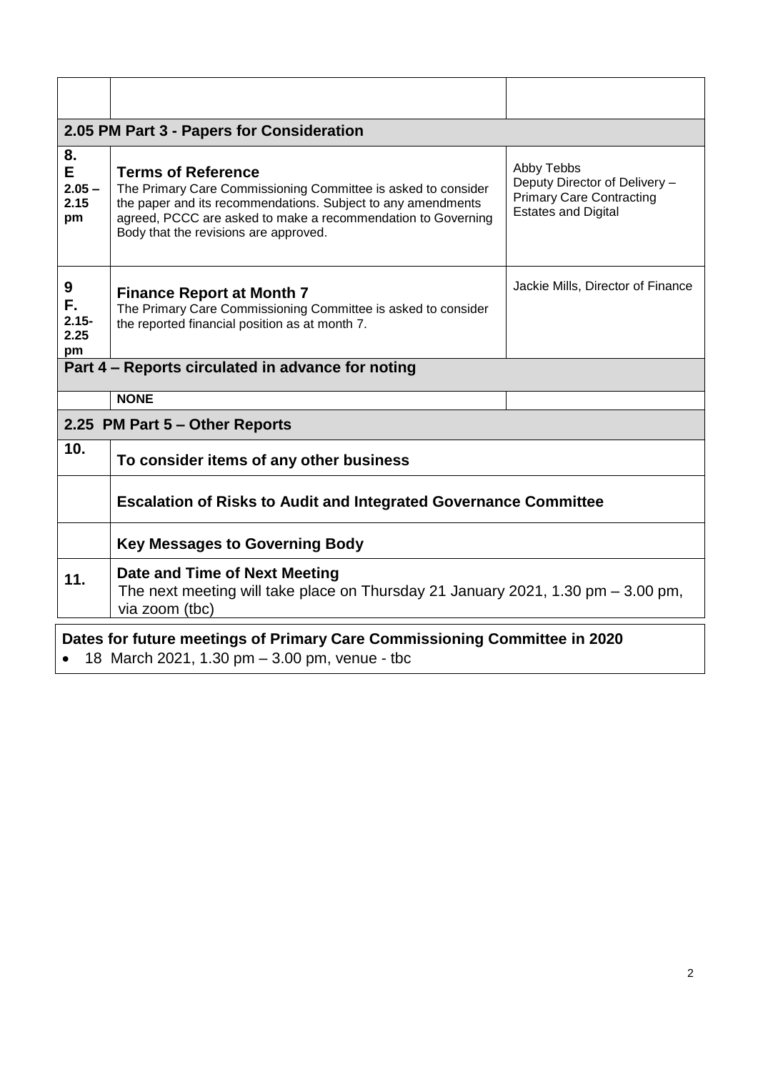| | | |
|---|---|---|
| | | |
| **2.05 PM Part 3 - Papers for Consideration** | | |
| **8. E 2.05 – 2.15 pm** | **Terms of Reference** The Primary Care Commissioning Committee is asked to consider the paper and its recommendations. Subject to any amendments agreed, PCCC are asked to make a recommendation to Governing Body that the revisions are approved. | Abby Tebbs Deputy Director of Delivery – Primary Care Contracting Estates and Digital |
| **9 F. 2.15- 2.25 pm** | **Finance Report at Month 7** The Primary Care Commissioning Committee is asked to consider the reported financial position as at month 7. | Jackie Mills, Director of Finance |
| **Part 4 – Reports circulated in advance for noting** | | |
| | **NONE** | |
| **2.25 PM Part 5 – Other Reports** | | |
| **10.** | **To consider items of any other business** | |
| | **Escalation of Risks to Audit and Integrated Governance Committee** | |
| | **Key Messages to Governing Body** | |
| **11.** | **Date and Time of Next Meeting** The next meeting will take place on Thursday 21 January 2021, 1.30 pm – 3.00 pm, via zoom (tbc) | |

**Dates for future meetings of Primary Care Commissioning Committee in 2020**

- 18 March 2021, 1.30 pm – 3.00 pm, venue - tbc